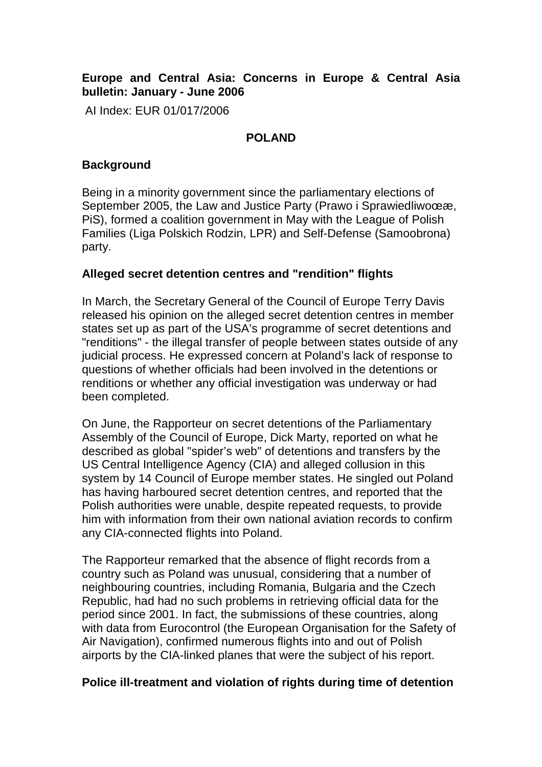**Europe and Central Asia: Concerns in Europe & Central Asia bulletin: January - June 2006**

AI Index: EUR 01/017/2006

## POLAND

### Background

Being in a minority government since the parliamentary elections of September 2005, the Law and Justice Party (Prawo i Sprawiedliwoœæ, PiS), formed a coalition government in May with the League of Polish Families (Liga Polskich Rodzin, LPR) and Self-Defense (Samoobrona) party.

### Alleged secret detention centres and "rendition" flights

In March, the Secretary General of the Council of Europe Terry Davis released his opinion on the alleged secret detention centres in member states set up as part of the USA's programme of secret detentions and "renditions" - the illegal transfer of people between states outside of any judicial process. He expressed concern at Poland's lack of response to questions of whether officials had been involved in the detentions or renditions or whether any official investigation was underway or had been completed.

On June, the Rapporteur on secret detentions of the Parliamentary Assembly of the Council of Europe, Dick Marty, reported on what he described as global "spider's web" of detentions and transfers by the US Central Intelligence Agency (CIA) and alleged collusion in this system by 14 Council of Europe member states. He singled out Poland has having harboured secret detention centres, and reported that the Polish authorities were unable, despite repeated requests, to provide him with information from their own national aviation records to confirm any CIA-connected flights into Poland.

The Rapporteur remarked that the absence of flight records from a country such as Poland was unusual, considering that a number of neighbouring countries, including Romania, Bulgaria and the Czech Republic, had had no such problems in retrieving official data for the period since 2001. In fact, the submissions of these countries, along with data from Eurocontrol (the European Organisation for the Safety of Air Navigation), confirmed numerous flights into and out of Polish airports by the CIA-linked planes that were the subject of his report.

### Police ill-treatment and violation of rights during time of detention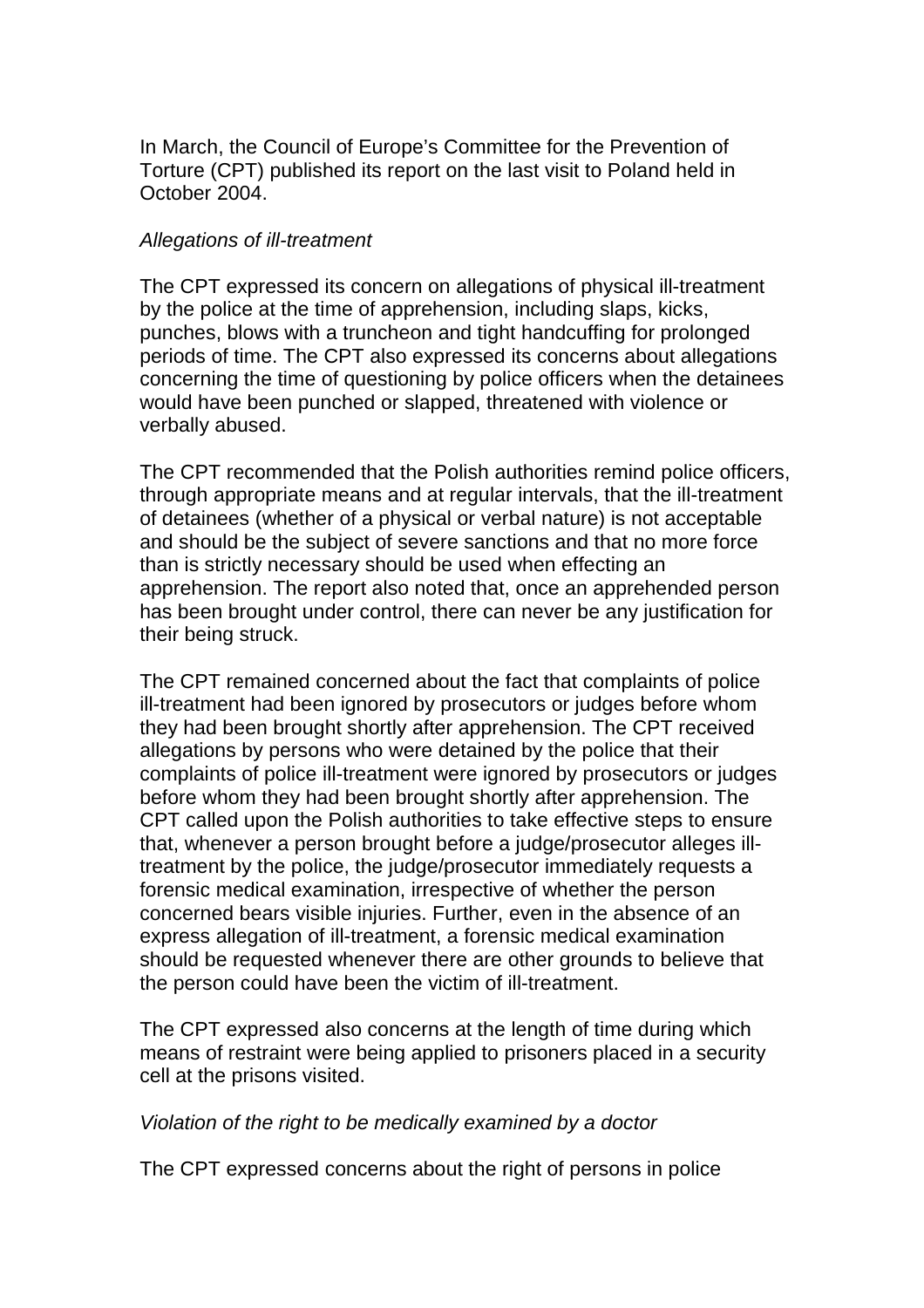In March, the Council of Europe's Committee for the Prevention of Torture (CPT) published its report on the last visit to Poland held in October 2004.

*Allegations of ill-treatment*

The CPT expressed its concern on allegations of physical ill-treatment by the police at the time of apprehension, including slaps, kicks, punches, blows with a truncheon and tight handcuffing for prolonged periods of time. The CPT also expressed its concerns about allegations concerning the time of questioning by police officers when the detainees would have been punched or slapped, threatened with violence or verbally abused.

The CPT recommended that the Polish authorities remind police officers, through appropriate means and at regular intervals, that the ill-treatment of detainees (whether of a physical or verbal nature) is not acceptable and should be the subject of severe sanctions and that no more force than is strictly necessary should be used when effecting an apprehension. The report also noted that, once an apprehended person has been brought under control, there can never be any justification for their being struck.

The CPT remained concerned about the fact that complaints of police ill-treatment had been ignored by prosecutors or judges before whom they had been brought shortly after apprehension. The CPT received allegations by persons who were detained by the police that their complaints of police ill-treatment were ignored by prosecutors or judges before whom they had been brought shortly after apprehension. The CPT called upon the Polish authorities to take effective steps to ensure that, whenever a person brought before a judge/prosecutor alleges ill-treatment by the police, the judge/prosecutor immediately requests a forensic medical examination, irrespective of whether the person concerned bears visible injuries. Further, even in the absence of an express allegation of ill-treatment, a forensic medical examination should be requested whenever there are other grounds to believe that the person could have been the victim of ill-treatment.

The CPT expressed also concerns at the length of time during which means of restraint were being applied to prisoners placed in a security cell at the prisons visited.

*Violation of the right to be medically examined by a doctor*

The CPT expressed concerns about the right of persons in police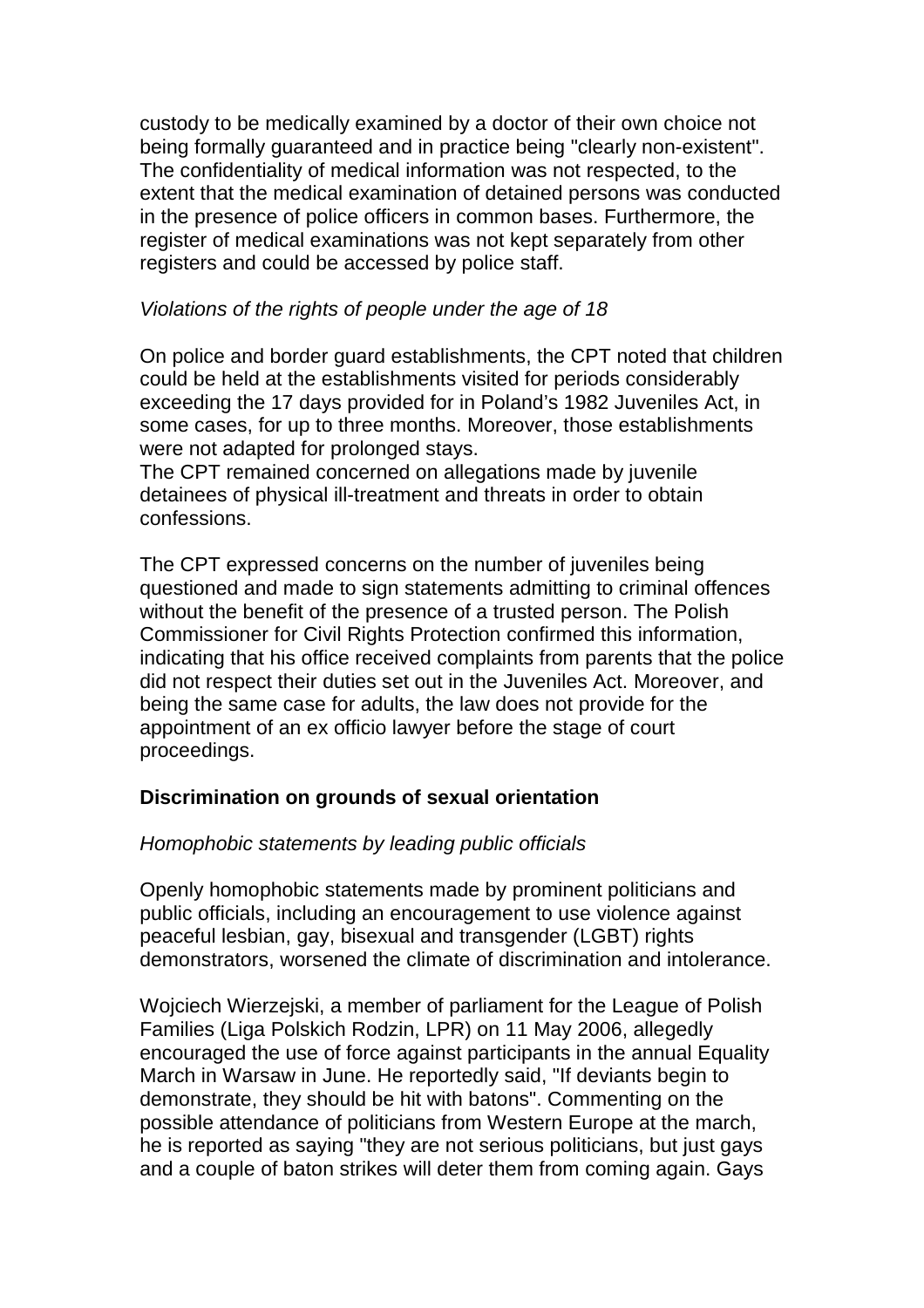custody to be medically examined by a doctor of their own choice not being formally guaranteed and in practice being "clearly non-existent". The confidentiality of medical information was not respected, to the extent that the medical examination of detained persons was conducted in the presence of police officers in common bases. Furthermore, the register of medical examinations was not kept separately from other registers and could be accessed by police staff.

*Violations of the rights of people under the age of 18*

On police and border guard establishments, the CPT noted that children could be held at the establishments visited for periods considerably exceeding the 17 days provided for in Poland's 1982 Juveniles Act, in some cases, for up to three months. Moreover, those establishments were not adapted for prolonged stays.
The CPT remained concerned on allegations made by juvenile detainees of physical ill-treatment and threats in order to obtain confessions.

The CPT expressed concerns on the number of juveniles being questioned and made to sign statements admitting to criminal offences without the benefit of the presence of a trusted person. The Polish Commissioner for Civil Rights Protection confirmed this information, indicating that his office received complaints from parents that the police did not respect their duties set out in the Juveniles Act. Moreover, and being the same case for adults, the law does not provide for the appointment of an ex officio lawyer before the stage of court proceedings.

**Discrimination on grounds of sexual orientation**

*Homophobic statements by leading public officials*

Openly homophobic statements made by prominent politicians and public officials, including an encouragement to use violence against peaceful lesbian, gay, bisexual and transgender (LGBT) rights demonstrators, worsened the climate of discrimination and intolerance.

Wojciech Wierzejski, a member of parliament for the League of Polish Families (Liga Polskich Rodzin, LPR) on 11 May 2006, allegedly encouraged the use of force against participants in the annual Equality March in Warsaw in June. He reportedly said, "If deviants begin to demonstrate, they should be hit with batons". Commenting on the possible attendance of politicians from Western Europe at the march, he is reported as saying "they are not serious politicians, but just gays and a couple of baton strikes will deter them from coming again. Gays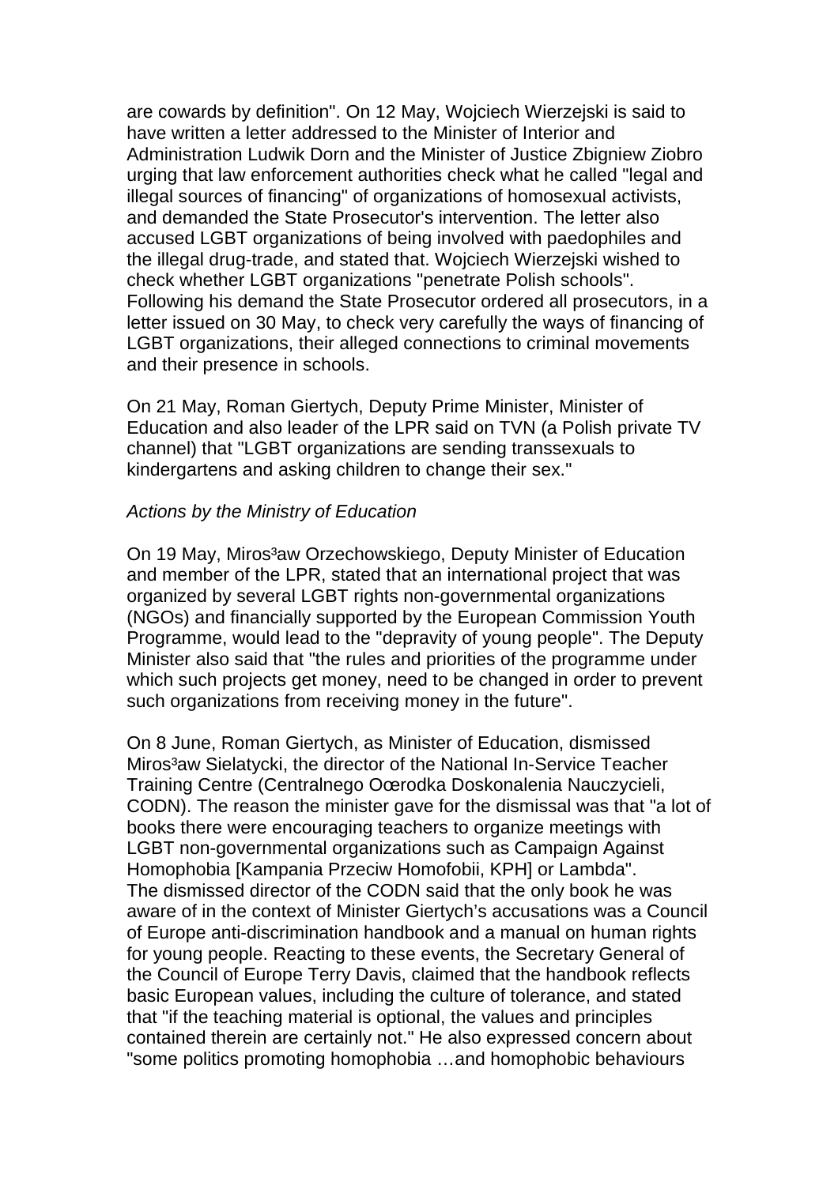are cowards by definition". On 12 May, Wojciech Wierzejski is said to have written a letter addressed to the Minister of Interior and Administration Ludwik Dorn and the Minister of Justice Zbigniew Ziobro urging that law enforcement authorities check what he called "legal and illegal sources of financing" of organizations of homosexual activists, and demanded the State Prosecutor's intervention. The letter also accused LGBT organizations of being involved with paedophiles and the illegal drug-trade, and stated that. Wojciech Wierzejski wished to check whether LGBT organizations "penetrate Polish schools". Following his demand the State Prosecutor ordered all prosecutors, in a letter issued on 30 May, to check very carefully the ways of financing of LGBT organizations, their alleged connections to criminal movements and their presence in schools.

On 21 May, Roman Giertych, Deputy Prime Minister, Minister of Education and also leader of the LPR said on TVN (a Polish private TV channel) that "LGBT organizations are sending transsexuals to kindergartens and asking children to change their sex."

*Actions by the Ministry of Education*

On 19 May, Miros³aw Orzechowskiego, Deputy Minister of Education and member of the LPR, stated that an international project that was organized by several LGBT rights non-governmental organizations (NGOs) and financially supported by the European Commission Youth Programme, would lead to the "depravity of young people". The Deputy Minister also said that "the rules and priorities of the programme under which such projects get money, need to be changed in order to prevent such organizations from receiving money in the future".

On 8 June, Roman Giertych, as Minister of Education, dismissed Miros³aw Sielatycki, the director of the National In-Service Teacher Training Centre (Centralnego Oœrodka Doskonalenia Nauczycieli, CODN). The reason the minister gave for the dismissal was that "a lot of books there were encouraging teachers to organize meetings with LGBT non-governmental organizations such as Campaign Against Homophobia [Kampania Przeciw Homofobii, KPH] or Lambda". The dismissed director of the CODN said that the only book he was aware of in the context of Minister Giertych's accusations was a Council of Europe anti-discrimination handbook and a manual on human rights for young people. Reacting to these events, the Secretary General of the Council of Europe Terry Davis, claimed that the handbook reflects basic European values, including the culture of tolerance, and stated that "if the teaching material is optional, the values and principles contained therein are certainly not." He also expressed concern about "some politics promoting homophobia …and homophobic behaviours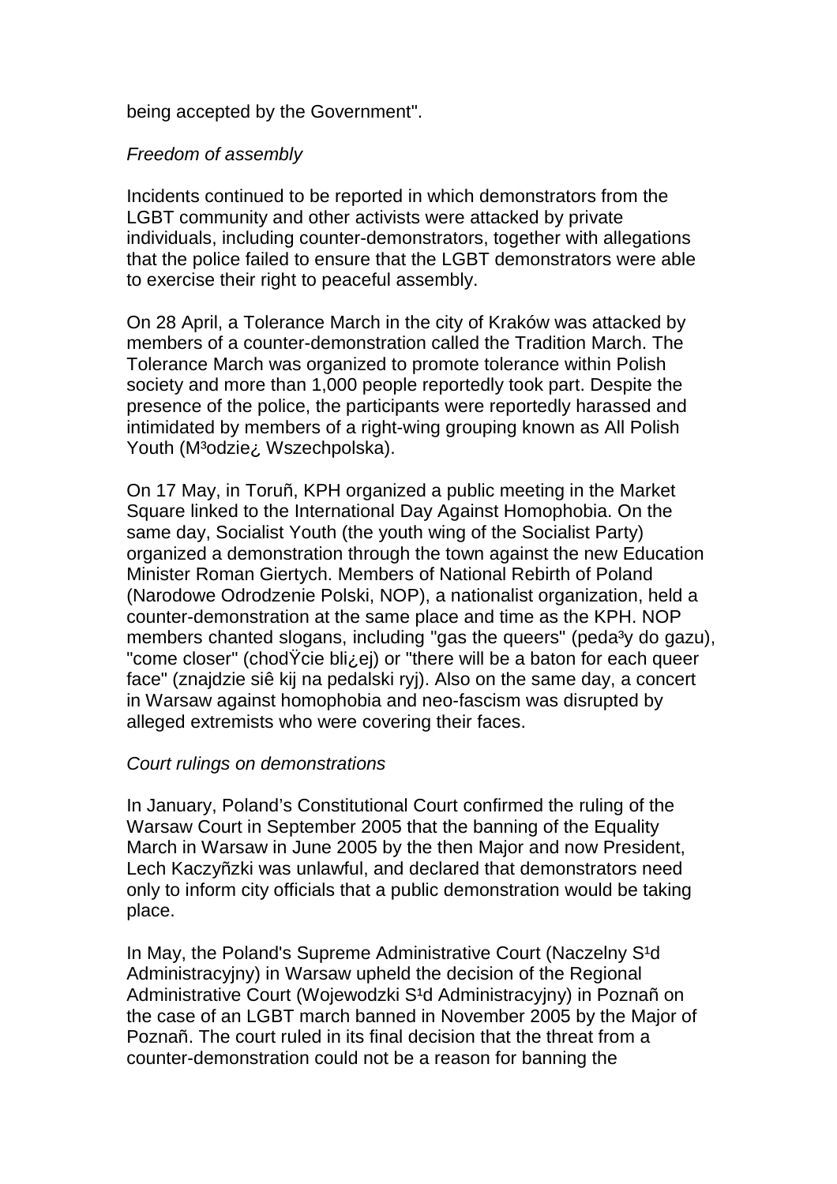being accepted by the Government".

*Freedom of assembly*

Incidents continued to be reported in which demonstrators from the LGBT community and other activists were attacked by private individuals, including counter-demonstrators, together with allegations that the police failed to ensure that the LGBT demonstrators were able to exercise their right to peaceful assembly.

On 28 April, a Tolerance March in the city of Kraków was attacked by members of a counter-demonstration called the Tradition March. The Tolerance March was organized to promote tolerance within Polish society and more than 1,000 people reportedly took part. Despite the presence of the police, the participants were reportedly harassed and intimidated by members of a right-wing grouping known as All Polish Youth (M³odzie¿ Wszechpolska).

On 17 May, in Toruñ, KPH organized a public meeting in the Market Square linked to the International Day Against Homophobia. On the same day, Socialist Youth (the youth wing of the Socialist Party) organized a demonstration through the town against the new Education Minister Roman Giertych. Members of National Rebirth of Poland (Narodowe Odrodzenie Polski, NOP), a nationalist organization, held a counter-demonstration at the same place and time as the KPH. NOP members chanted slogans, including "gas the queers" (peda³y do gazu), "come closer" (chodŸcie bli¿ej) or "there will be a baton for each queer face" (znajdzie siê kij na pedalski ryj). Also on the same day, a concert in Warsaw against homophobia and neo-fascism was disrupted by alleged extremists who were covering their faces.

*Court rulings on demonstrations*

In January, Poland's Constitutional Court confirmed the ruling of the Warsaw Court in September 2005 that the banning of the Equality March in Warsaw in June 2005 by the then Major and now President, Lech Kaczyñzki was unlawful, and declared that demonstrators need only to inform city officials that a public demonstration would be taking place.

In May, the Poland's Supreme Administrative Court (Naczelny S¹d Administracyjny) in Warsaw upheld the decision of the Regional Administrative Court (Wojewodzki S¹d Administracyjny) in Poznañ on the case of an LGBT march banned in November 2005 by the Major of Poznañ. The court ruled in its final decision that the threat from a counter-demonstration could not be a reason for banning the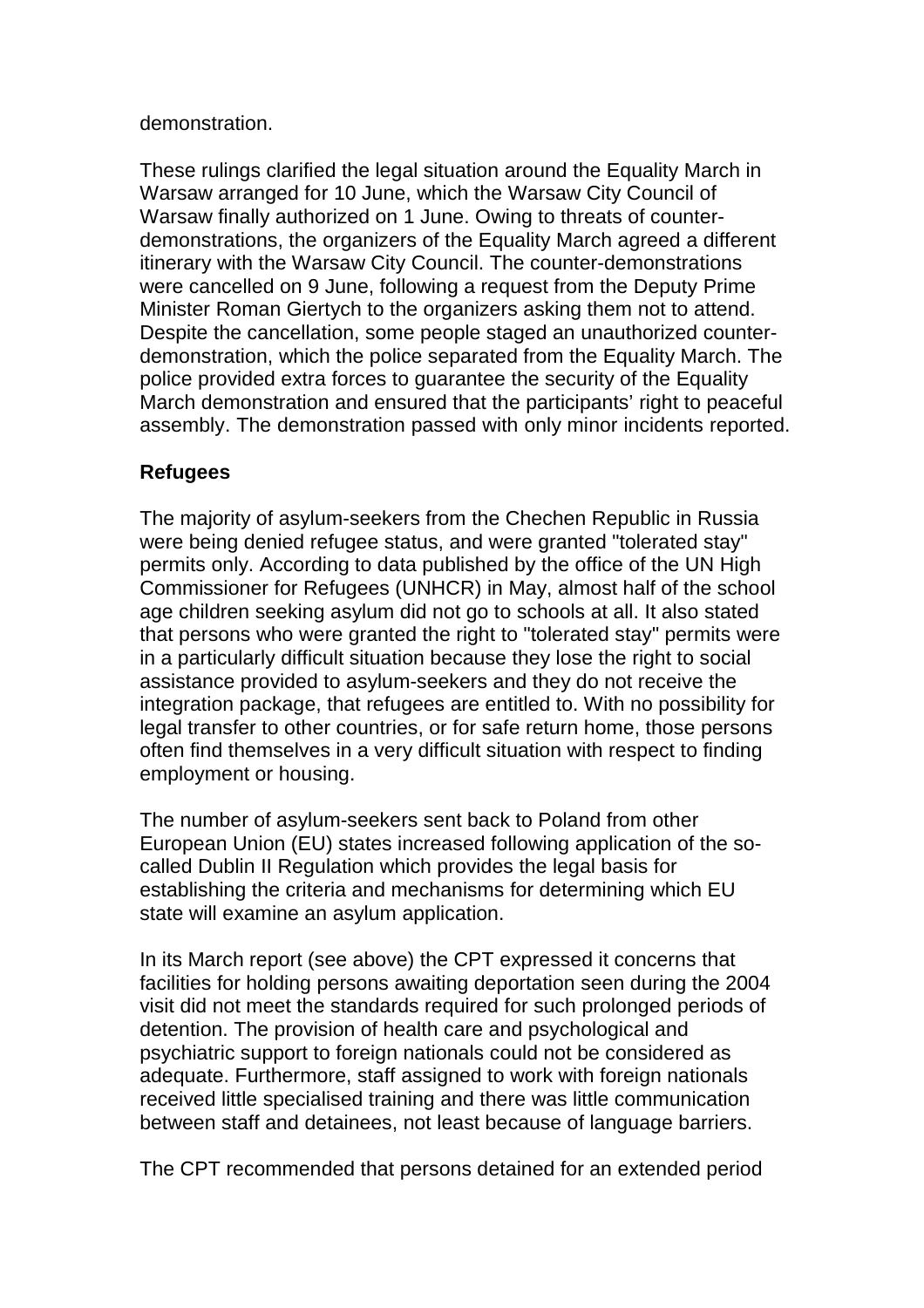demonstration.

These rulings clarified the legal situation around the Equality March in Warsaw arranged for 10 June, which the Warsaw City Council of Warsaw finally authorized on 1 June. Owing to threats of counter-demonstrations, the organizers of the Equality March agreed a different itinerary with the Warsaw City Council. The counter-demonstrations were cancelled on 9 June, following a request from the Deputy Prime Minister Roman Giertych to the organizers asking them not to attend. Despite the cancellation, some people staged an unauthorized counter-demonstration, which the police separated from the Equality March. The police provided extra forces to guarantee the security of the Equality March demonstration and ensured that the participants' right to peaceful assembly. The demonstration passed with only minor incidents reported.

**Refugees**

The majority of asylum-seekers from the Chechen Republic in Russia were being denied refugee status, and were granted "tolerated stay" permits only. According to data published by the office of the UN High Commissioner for Refugees (UNHCR) in May, almost half of the school age children seeking asylum did not go to schools at all. It also stated that persons who were granted the right to "tolerated stay" permits were in a particularly difficult situation because they lose the right to social assistance provided to asylum-seekers and they do not receive the integration package, that refugees are entitled to. With no possibility for legal transfer to other countries, or for safe return home, those persons often find themselves in a very difficult situation with respect to finding employment or housing.

The number of asylum-seekers sent back to Poland from other European Union (EU) states increased following application of the so-called Dublin II Regulation which provides the legal basis for establishing the criteria and mechanisms for determining which EU state will examine an asylum application.

In its March report (see above) the CPT expressed it concerns that facilities for holding persons awaiting deportation seen during the 2004 visit did not meet the standards required for such prolonged periods of detention. The provision of health care and psychological and psychiatric support to foreign nationals could not be considered as adequate. Furthermore, staff assigned to work with foreign nationals received little specialised training and there was little communication between staff and detainees, not least because of language barriers.

The CPT recommended that persons detained for an extended period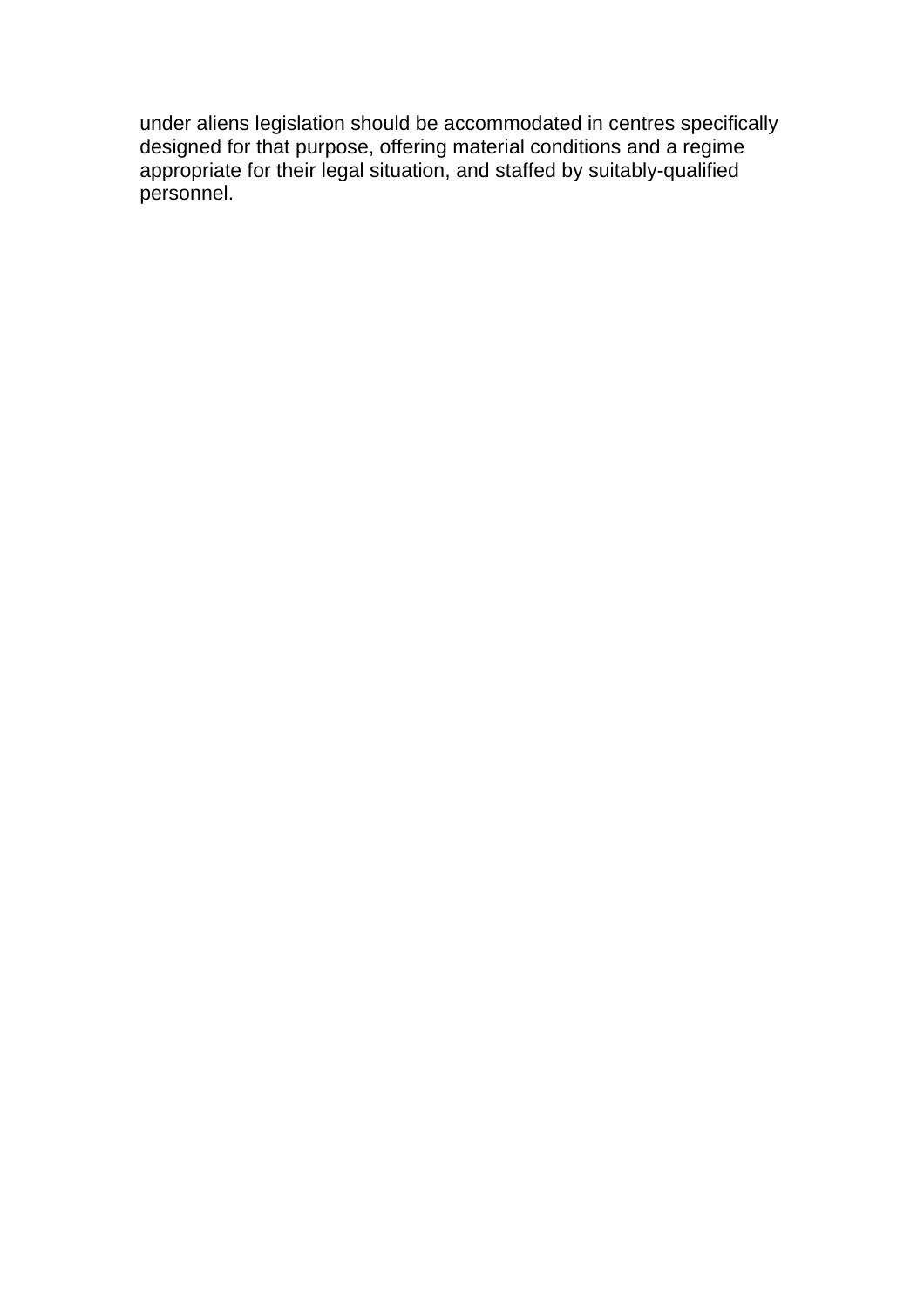under aliens legislation should be accommodated in centres specifically designed for that purpose, offering material conditions and a regime appropriate for their legal situation, and staffed by suitably-qualified personnel.